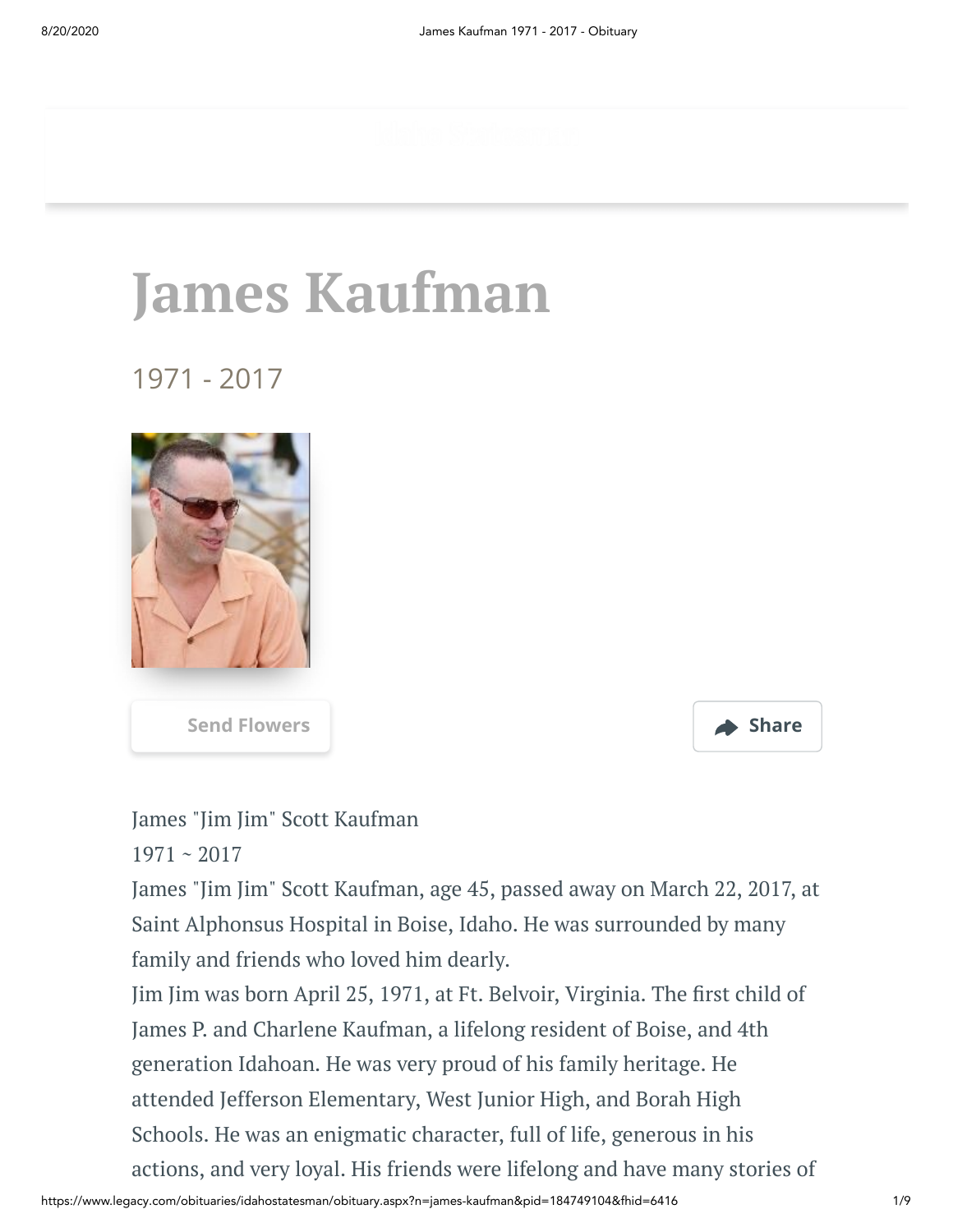# James Kaufman

1971 - 2017

Send Flowers

Share

James "Jim Jim" Scott Kaufman
1971 ~ 2017

James "Jim Jim" Scott Kaufman, age 45, passed away on March 22, 2017, at Saint Alphonsus Hospital in Boise, Idaho. He was surrounded by many family and friends who loved him dearly.

Jim Jim was born April 25, 1971, at Ft. Belvoir, Virginia. The first child of James P. and Charlene Kaufman, a lifelong resident of Boise, and 4th generation Idahoan. He was very proud of his family heritage. He attended Jefferson Elementary, West Junior High, and Borah High Schools. He was an enigmatic character, full of life, generous in his actions, and very loyal. His friends were lifelong and have many stories of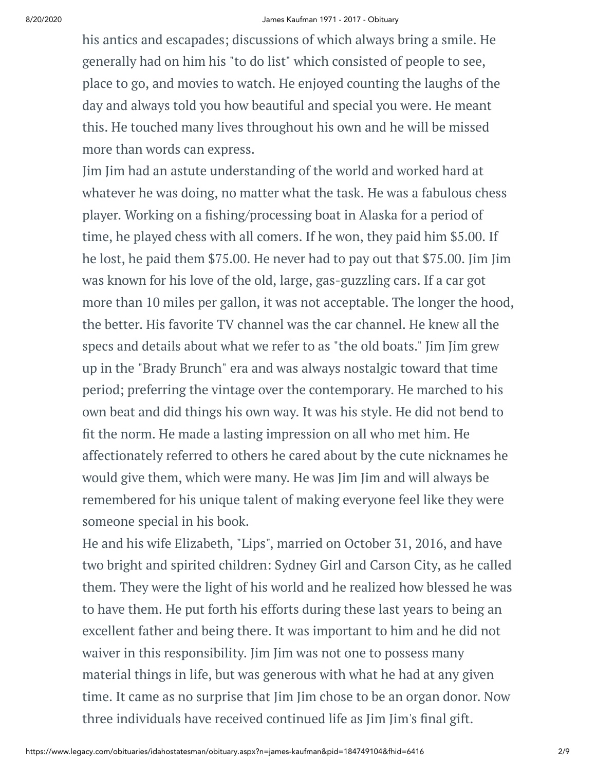his antics and escapades; discussions of which always bring a smile. He generally had on him his "to do list" which consisted of people to see, place to go, and movies to watch. He enjoyed counting the laughs of the day and always told you how beautiful and special you were. He meant this. He touched many lives throughout his own and he will be missed more than words can express.

Jim Jim had an astute understanding of the world and worked hard at whatever he was doing, no matter what the task. He was a fabulous chess player. Working on a fishing/processing boat in Alaska for a period of time, he played chess with all comers. If he won, they paid him $5.00. If he lost, he paid them $75.00. He never had to pay out that $75.00. Jim Jim was known for his love of the old, large, gas-guzzling cars. If a car got more than 10 miles per gallon, it was not acceptable. The longer the hood, the better. His favorite TV channel was the car channel. He knew all the specs and details about what we refer to as "the old boats." Jim Jim grew up in the "Brady Brunch" era and was always nostalgic toward that time period; preferring the vintage over the contemporary. He marched to his own beat and did things his own way. It was his style. He did not bend to fit the norm. He made a lasting impression on all who met him. He affectionately referred to others he cared about by the cute nicknames he would give them, which were many. He was Jim Jim and will always be remembered for his unique talent of making everyone feel like they were someone special in his book.

He and his wife Elizabeth, "Lips", married on October 31, 2016, and have two bright and spirited children: Sydney Girl and Carson City, as he called them. They were the light of his world and he realized how blessed he was to have them. He put forth his efforts during these last years to being an excellent father and being there. It was important to him and he did not waiver in this responsibility. Jim Jim was not one to possess many material things in life, but was generous with what he had at any given time. It came as no surprise that Jim Jim chose to be an organ donor. Now three individuals have received continued life as Jim Jim's final gift.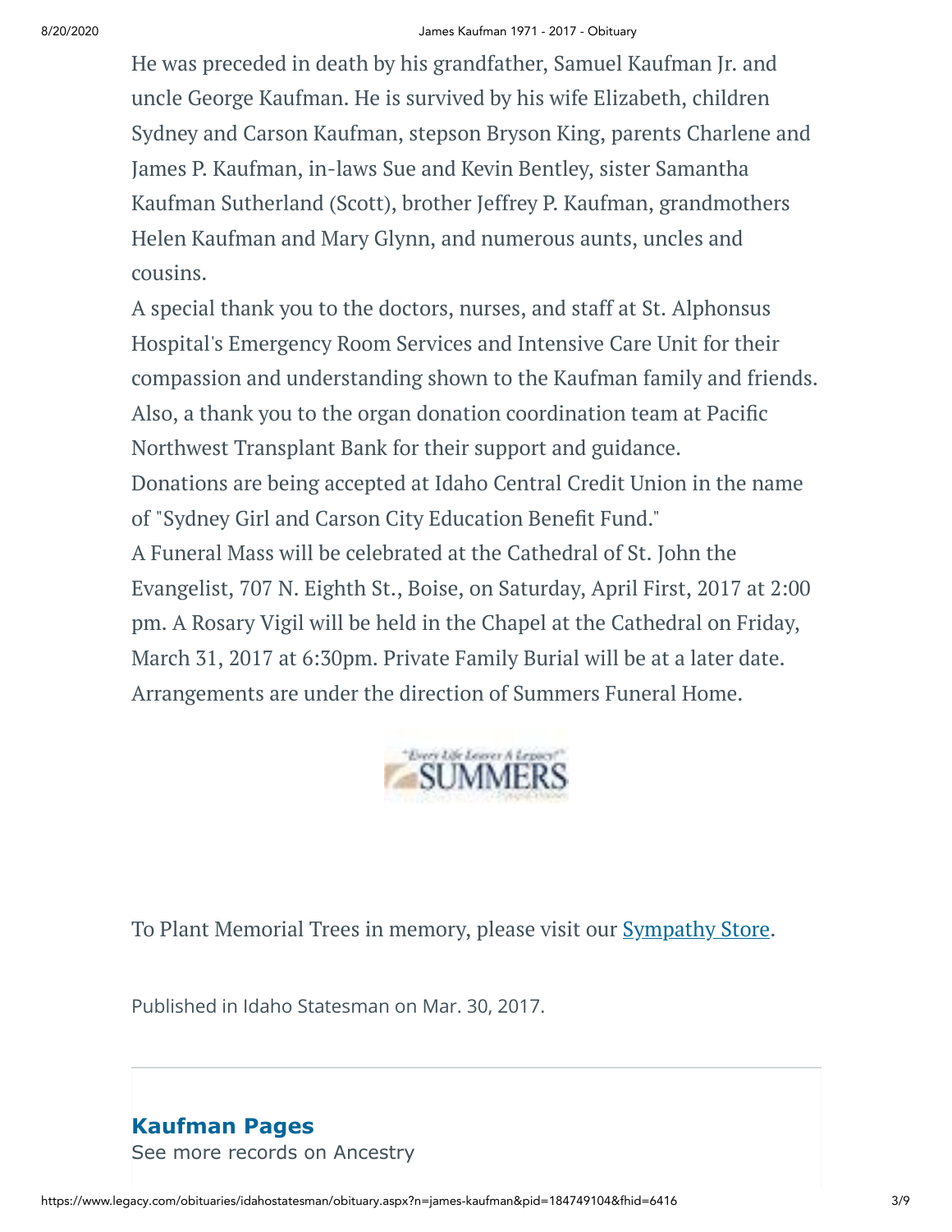He was preceded in death by his grandfather, Samuel Kaufman Jr. and uncle George Kaufman. He is survived by his wife Elizabeth, children Sydney and Carson Kaufman, stepson Bryson King, parents Charlene and James P. Kaufman, in-laws Sue and Kevin Bentley, sister Samantha Kaufman Sutherland (Scott), brother Jeffrey P. Kaufman, grandmothers Helen Kaufman and Mary Glynn, and numerous aunts, uncles and cousins.

A special thank you to the doctors, nurses, and staff at St. Alphonsus Hospital's Emergency Room Services and Intensive Care Unit for their compassion and understanding shown to the Kaufman family and friends. Also, a thank you to the organ donation coordination team at Pacific Northwest Transplant Bank for their support and guidance.

Donations are being accepted at Idaho Central Credit Union in the name of "Sydney Girl and Carson City Education Benefit Fund."

A Funeral Mass will be celebrated at the Cathedral of St. John the Evangelist, 707 N. Eighth St., Boise, on Saturday, April First, 2017 at 2:00 pm. A Rosary Vigil will be held in the Chapel at the Cathedral on Friday, March 31, 2017 at 6:30pm. Private Family Burial will be at a later date. Arrangements are under the direction of Summers Funeral Home.

"Every Life Leaves A Legacy!" SUMMERS

To Plant Memorial Trees in memory, please visit our Sympathy Store.

Published in Idaho Statesman on Mar. 30, 2017.

**Kaufman Pages**

See more records on Ancestry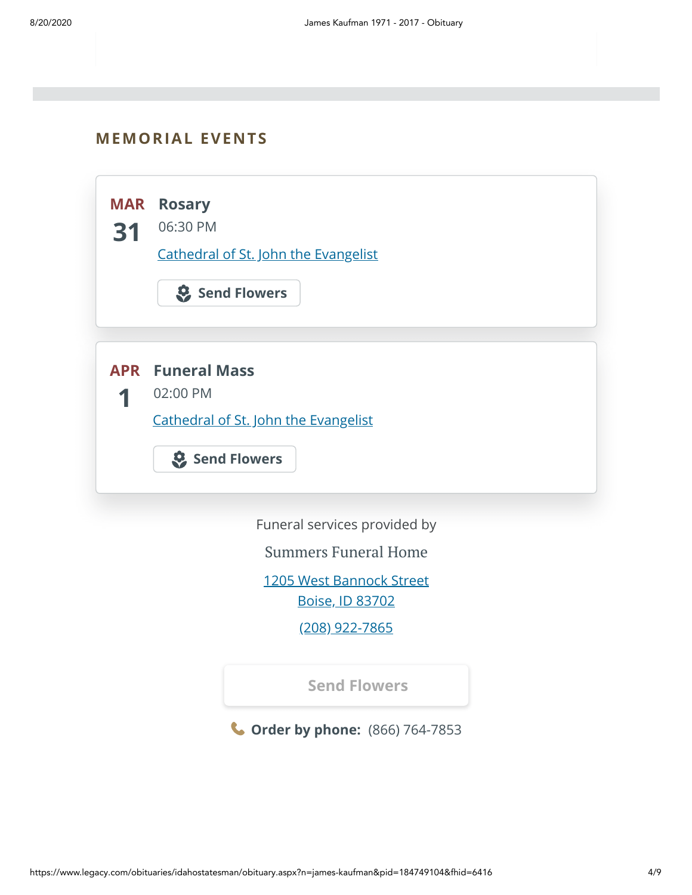## MEMORIAL EVENTS

**MAR 31**

**Rosary**

06:30 PM

Cathedral of St. John the Evangelist

Send Flowers

**APR 1**

**Funeral Mass**

02:00 PM

Cathedral of St. John the Evangelist

Send Flowers

Funeral services provided by

Summers Funeral Home

1205 West Bannock Street
Boise, ID 83702

(208) 922-7865

Send Flowers

**Order by phone:** (866) 764-7853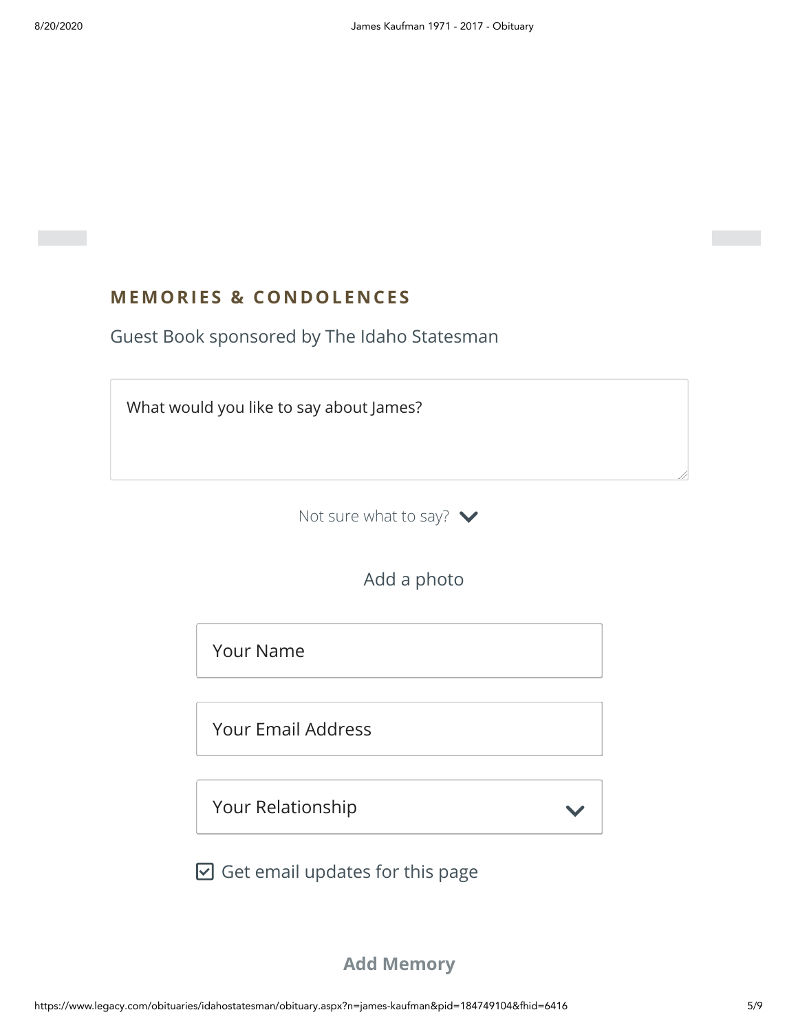## MEMORIES & CONDOLENCES

Guest Book sponsored by The Idaho Statesman

What would you like to say about James?

Not sure what to say?

Add a photo

Your Name

Your Email Address

Your Relationship

☑ Get email updates for this page

**Add Memory**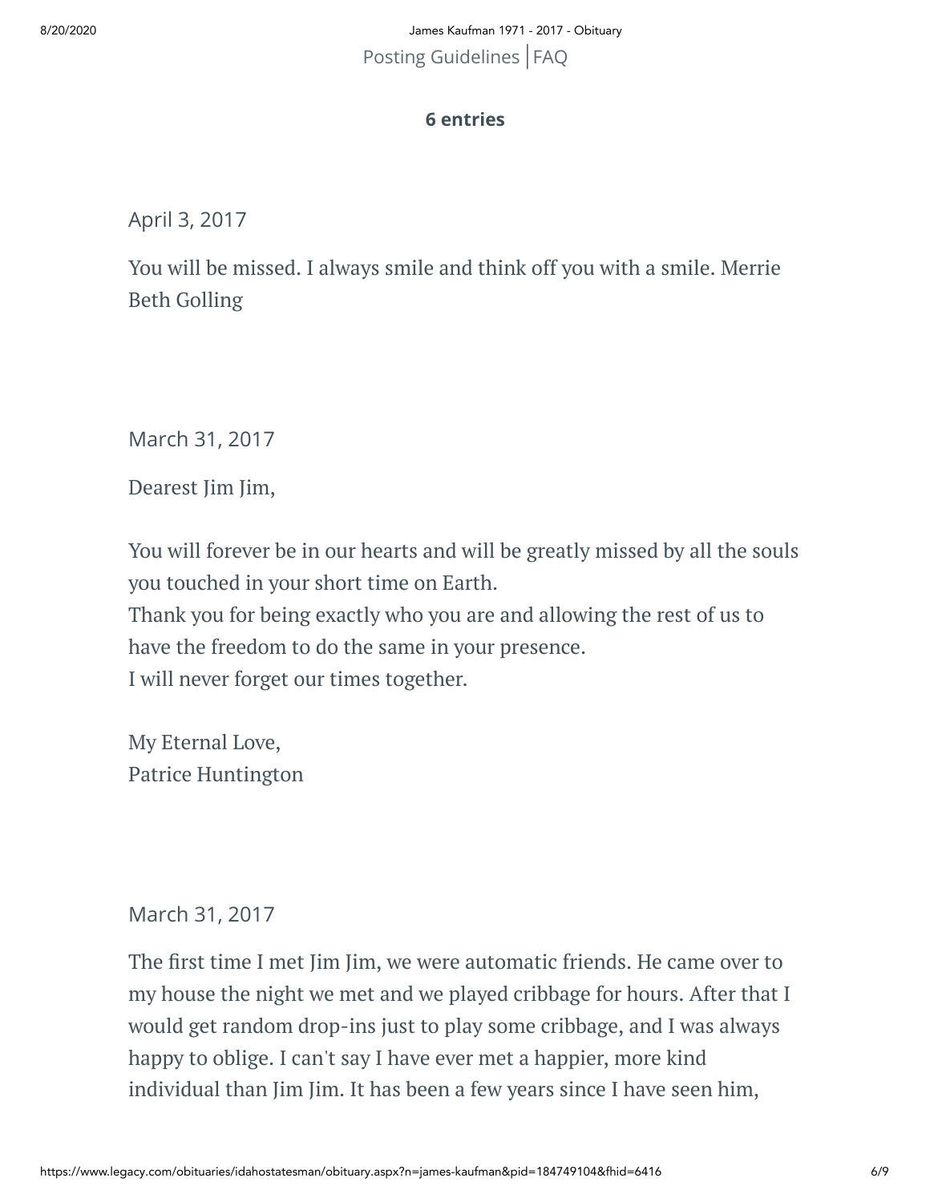Posting Guidelines | FAQ

**6 entries**

April 3, 2017

You will be missed. I always smile and think off you with a smile. Merrie Beth Golling

March 31, 2017

Dearest Jim Jim,

You will forever be in our hearts and will be greatly missed by all the souls you touched in your short time on Earth.
Thank you for being exactly who you are and allowing the rest of us to have the freedom to do the same in your presence.
I will never forget our times together.

My Eternal Love,
Patrice Huntington

March 31, 2017

The first time I met Jim Jim, we were automatic friends. He came over to my house the night we met and we played cribbage for hours. After that I would get random drop-ins just to play some cribbage, and I was always happy to oblige. I can't say I have ever met a happier, more kind individual than Jim Jim. It has been a few years since I have seen him,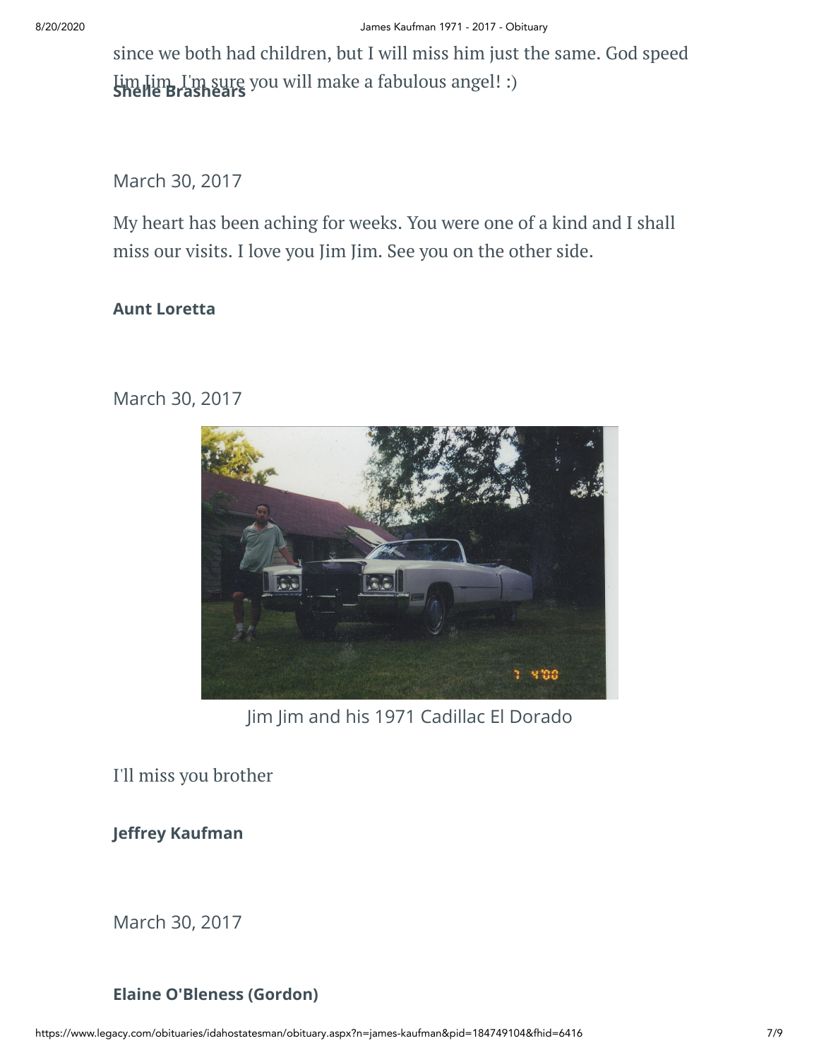since we both had children, but I will miss him just the same. God speed Jim Jim, I'm sure you will make a fabulous angel! :)

**Shelle Brashears**

March 30, 2017

My heart has been aching for weeks. You were one of a kind and I shall miss our visits. I love you Jim Jim. See you on the other side.

**Aunt Loretta**

March 30, 2017

Jim Jim and his 1971 Cadillac El Dorado

I'll miss you brother

**Jeffrey Kaufman**

March 30, 2017

**Elaine O'Bleness (Gordon)**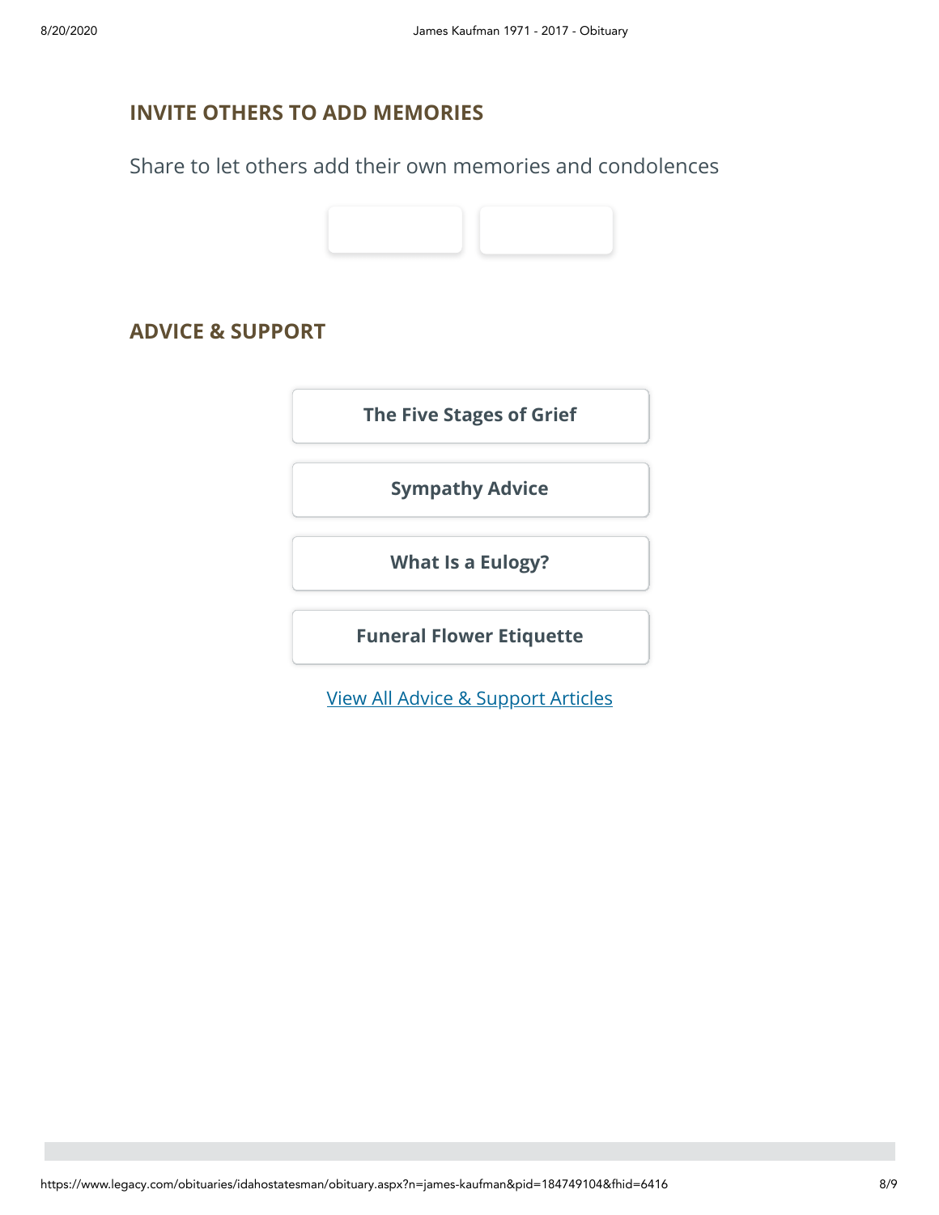## INVITE OTHERS TO ADD MEMORIES

Share to let others add their own memories and condolences

## ADVICE & SUPPORT

**The Five Stages of Grief**

**Sympathy Advice**

**What Is a Eulogy?**

**Funeral Flower Etiquette**

View All Advice & Support Articles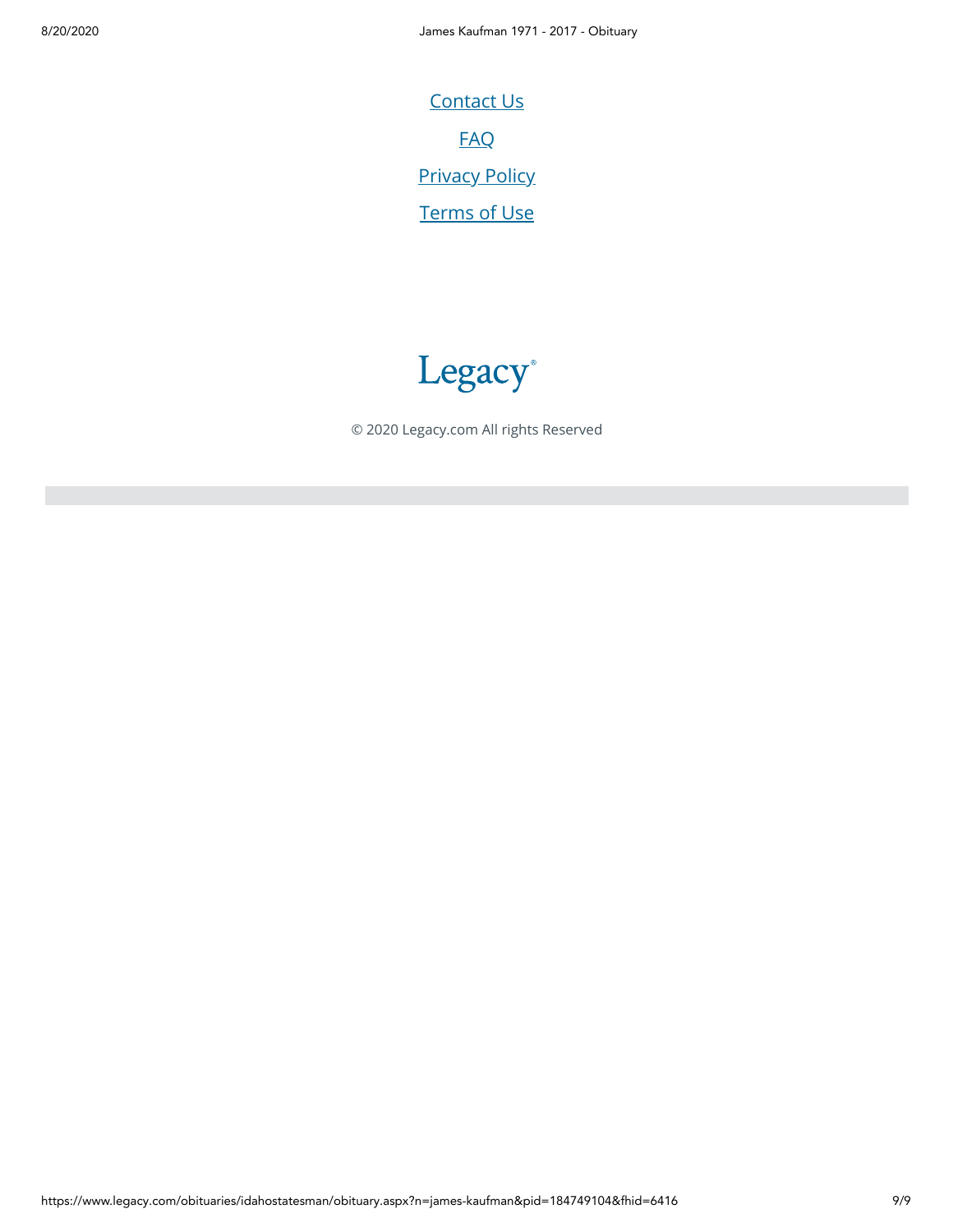Contact Us

FAQ

Privacy Policy

Terms of Use

Legacy®

© 2020 Legacy.com All rights Reserved